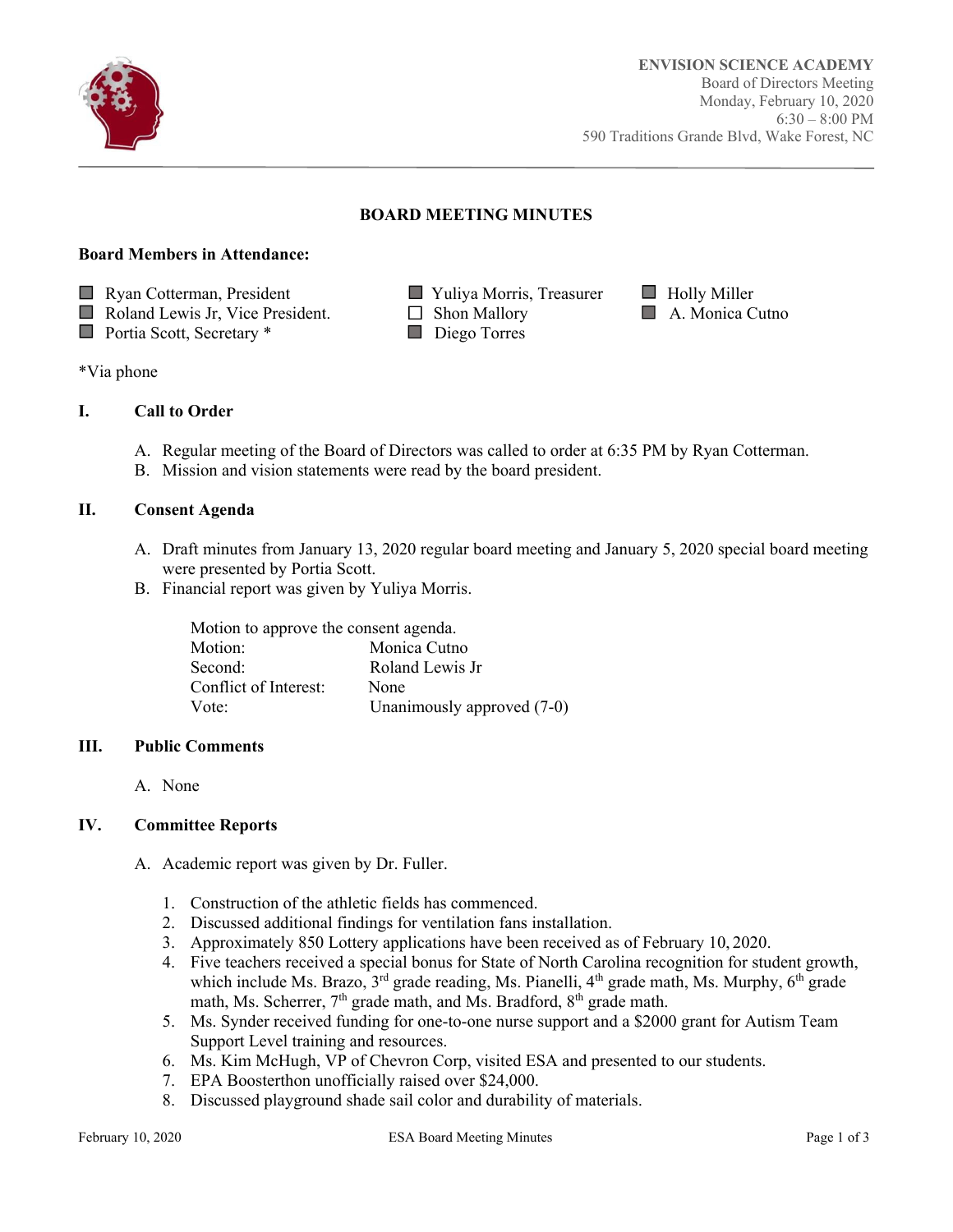**ENVISION SCIENCE ACADEMY**
Board of Directors Meeting
Monday, February 10, 2020
6:30 – 8:00 PM
590 Traditions Grande Blvd, Wake Forest, NC

# BOARD MEETING MINUTES

**Board Members in Attendance:**

- ■ Ryan Cotterman, President
- ■ Roland Lewis Jr, Vice President.
- ■ Portia Scott, Secretary *
- ■ Yuliya Morris, Treasurer
- ☐ Shon Mallory
- ■ Diego Torres
- ■ Holly Miller
- ■ A. Monica Cutno

*Via phone

## I. Call to Order

A. Regular meeting of the Board of Directors was called to order at 6:35 PM by Ryan Cotterman.
B. Mission and vision statements were read by the board president.

## II. Consent Agenda

A. Draft minutes from January 13, 2020 regular board meeting and January 5, 2020 special board meeting were presented by Portia Scott.
B. Financial report was given by Yuliya Morris.

Motion to approve the consent agenda.
Motion: Monica Cutno
Second: Roland Lewis Jr
Conflict of Interest: None
Vote: Unanimously approved (7-0)

## III. Public Comments

A. None

## IV. Committee Reports

A. Academic report was given by Dr. Fuller.

1. Construction of the athletic fields has commenced.
2. Discussed additional findings for ventilation fans installation.
3. Approximately 850 Lottery applications have been received as of February 10, 2020.
4. Five teachers received a special bonus for State of North Carolina recognition for student growth, which include Ms. Brazo, 3rd grade reading, Ms. Pianelli, 4th grade math, Ms. Murphy, 6th grade math, Ms. Scherrer, 7th grade math, and Ms. Bradford, 8th grade math.
5. Ms. Synder received funding for one-to-one nurse support and a $2000 grant for Autism Team Support Level training and resources.
6. Ms. Kim McHugh, VP of Chevron Corp, visited ESA and presented to our students.
7. EPA Boosterthon unofficially raised over $24,000.
8. Discussed playground shade sail color and durability of materials.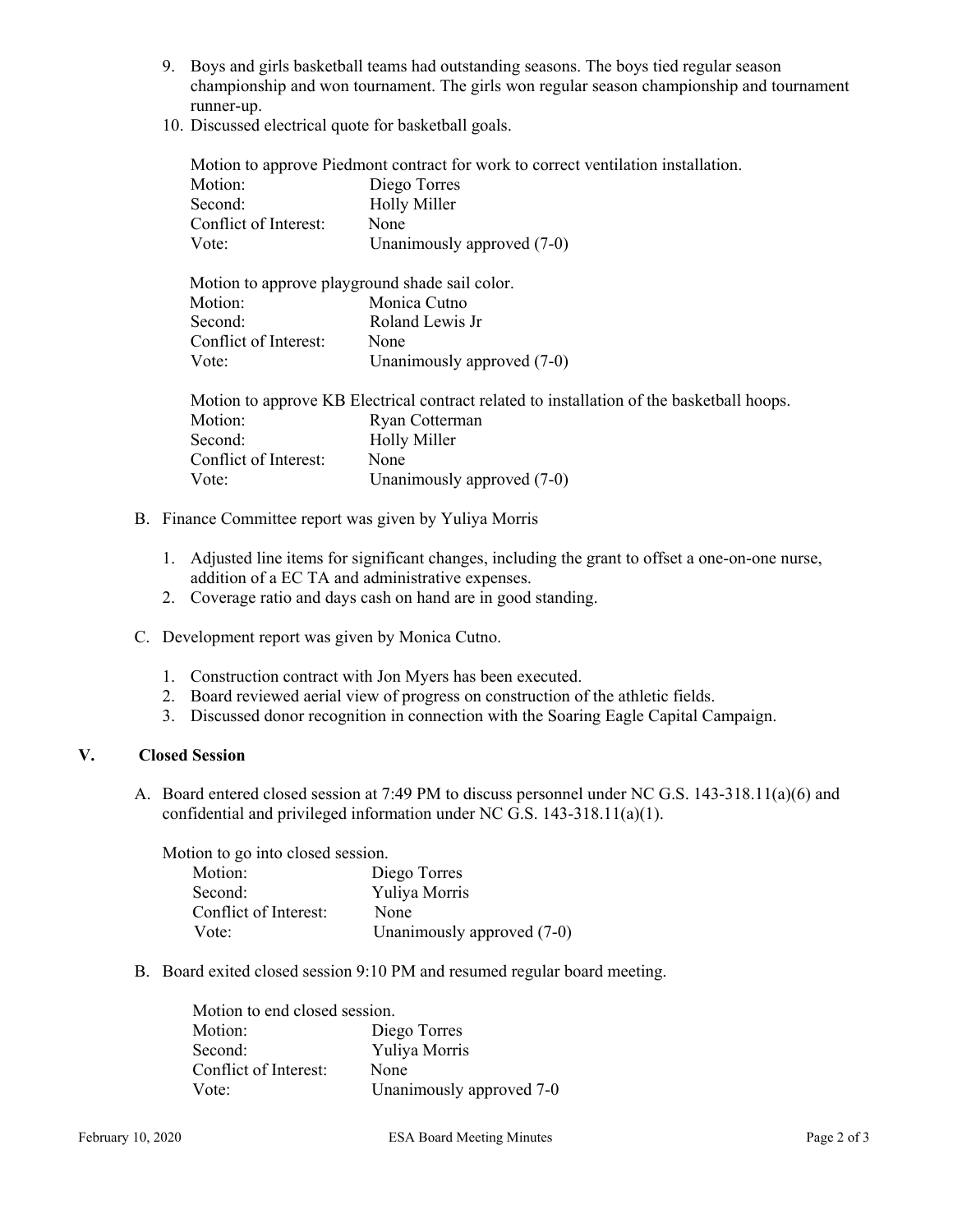9. Boys and girls basketball teams had outstanding seasons. The boys tied regular season championship and won tournament. The girls won regular season championship and tournament runner-up.
10. Discussed electrical quote for basketball goals.

Motion to approve Piedmont contract for work to correct ventilation installation.

| | |
|---|---|
| Motion: | Diego Torres |
| Second: | Holly Miller |
| Conflict of Interest: | None |
| Vote: | Unanimously approved (7-0) |

Motion to approve playground shade sail color.

| | |
|---|---|
| Motion: | Monica Cutno |
| Second: | Roland Lewis Jr |
| Conflict of Interest: | None |
| Vote: | Unanimously approved (7-0) |

Motion to approve KB Electrical contract related to installation of the basketball hoops.

| | |
|---|---|
| Motion: | Ryan Cotterman |
| Second: | Holly Miller |
| Conflict of Interest: | None |
| Vote: | Unanimously approved (7-0) |

B. Finance Committee report was given by Yuliya Morris

1. Adjusted line items for significant changes, including the grant to offset a one-on-one nurse, addition of a EC TA and administrative expenses.
2. Coverage ratio and days cash on hand are in good standing.

C. Development report was given by Monica Cutno.

1. Construction contract with Jon Myers has been executed.
2. Board reviewed aerial view of progress on construction of the athletic fields.
3. Discussed donor recognition in connection with the Soaring Eagle Capital Campaign.

## V. Closed Session

A. Board entered closed session at 7:49 PM to discuss personnel under NC G.S. 143-318.11(a)(6) and confidential and privileged information under NC G.S. 143-318.11(a)(1).

Motion to go into closed session.

| | |
|---|---|
| Motion: | Diego Torres |
| Second: | Yuliya Morris |
| Conflict of Interest: | None |
| Vote: | Unanimously approved (7-0) |

B. Board exited closed session 9:10 PM and resumed regular board meeting.

Motion to end closed session.

| | |
|---|---|
| Motion: | Diego Torres |
| Second: | Yuliya Morris |
| Conflict of Interest: | None |
| Vote: | Unanimously approved 7-0 |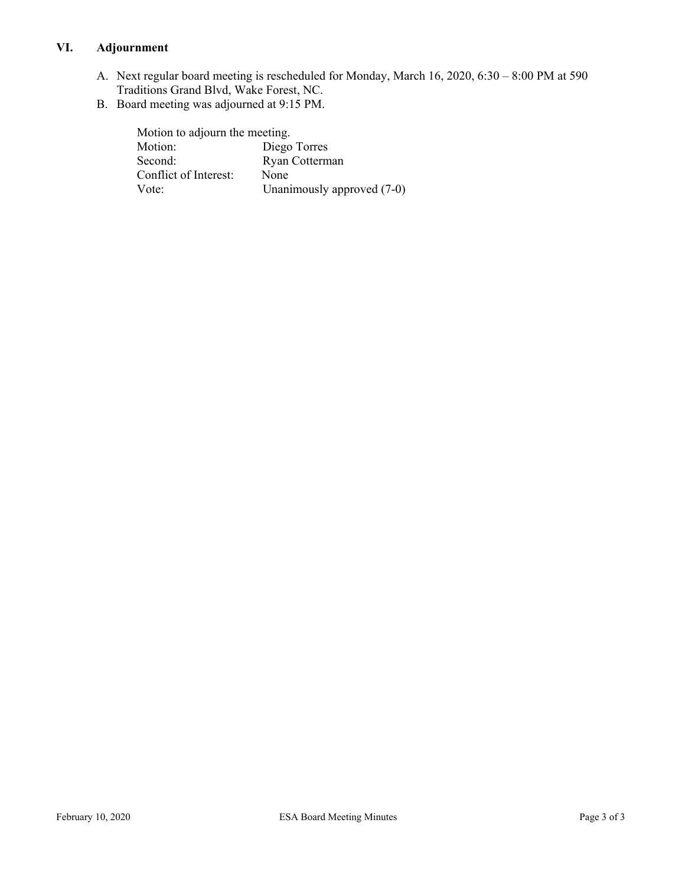## VI. Adjournment

A. Next regular board meeting is rescheduled for Monday, March 16, 2020, 6:30 – 8:00 PM at 590 Traditions Grand Blvd, Wake Forest, NC.

B. Board meeting was adjourned at 9:15 PM.

Motion to adjourn the meeting.

| | |
|---|---|
| Motion: | Diego Torres |
| Second: | Ryan Cotterman |
| Conflict of Interest: | None |
| Vote: | Unanimously approved (7-0) |